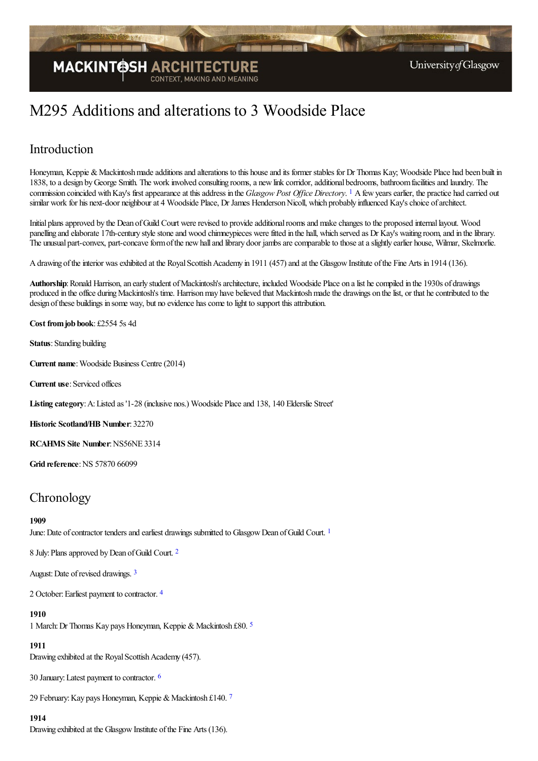# M295 Additions and alterations to 3 Woodside Place

## Introduction

Honeyman, Keppie & Mackintosh made additions and alterations to this house and its former stables for Dr Thomas Kay; Woodside Place had been built in 1838, to a design by George Smith. The work involved consulting rooms, a new link corridor, additional bedrooms, bathroom facilities and laundry. The commission coincided with Kay's first appearance at this address in the *Glasgow Post Office Directory*. [1] A few years earlier, the practice had carried out similar work for his next-door neighbour at 4 Woodside Place, Dr James Henderson Nicoll, which probably influenced Kay's choice of architect.

Initial plans approved by the Dean of Guild Court were revised to provide additional rooms and make changes to the proposed internal layout. Wood panelling and elaborate 17th-century style stone and wood chimneypieces were fitted in the hall, which served as Dr Kay's waiting room, and in the library. The unusual part-convex, part-concave form of the new hall and library door jambs are comparable to those at a slightly earlier house, Wilmar, Skelmorlie.

A drawing of the interior was exhibited at the Royal Scottish Academy in 1911 (457) and at the Glasgow Institute of the Fine Arts in 1914 (136).

**Authorship**: Ronald Harrison, an early student of Mackintosh's architecture, included Woodside Place on a list he compiled in the 1930s of drawings produced in the office during Mackintosh's time. Harrison may have believed that Mackintosh made the drawings on the list, or that he contributed to the design of these buildings in some way, but no evidence has come to light to support this attribution.

**Cost from job book**: £2554 5s 4d

**Status**: Standing building

**Current name**: Woodside Business Centre (2014)

**Current use**: Serviced offices

**Listing category**: A: Listed as '1-28 (inclusive nos.) Woodside Place and 138, 140 Elderslie Street'

**Historic Scotland/HB Number**: 32270

**RCAHMS Site Number**: NS56NE 3314

**Grid reference**: NS 57870 66099

## Chronology

**1909**

June: Date of contractor tenders and earliest drawings submitted to Glasgow Dean of Guild Court. [1]

8 July: Plans approved by Dean of Guild Court. [2]

August: Date of revised drawings. [3]

2 October: Earliest payment to contractor. [4]

**1910**

1 March: Dr Thomas Kay pays Honeyman, Keppie & Mackintosh £80. [5]

**1911**

Drawing exhibited at the Royal Scottish Academy (457).

30 January: Latest payment to contractor. [6]

29 February: Kay pays Honeyman, Keppie & Mackintosh £140. [7]

**1914**

Drawing exhibited at the Glasgow Institute of the Fine Arts (136).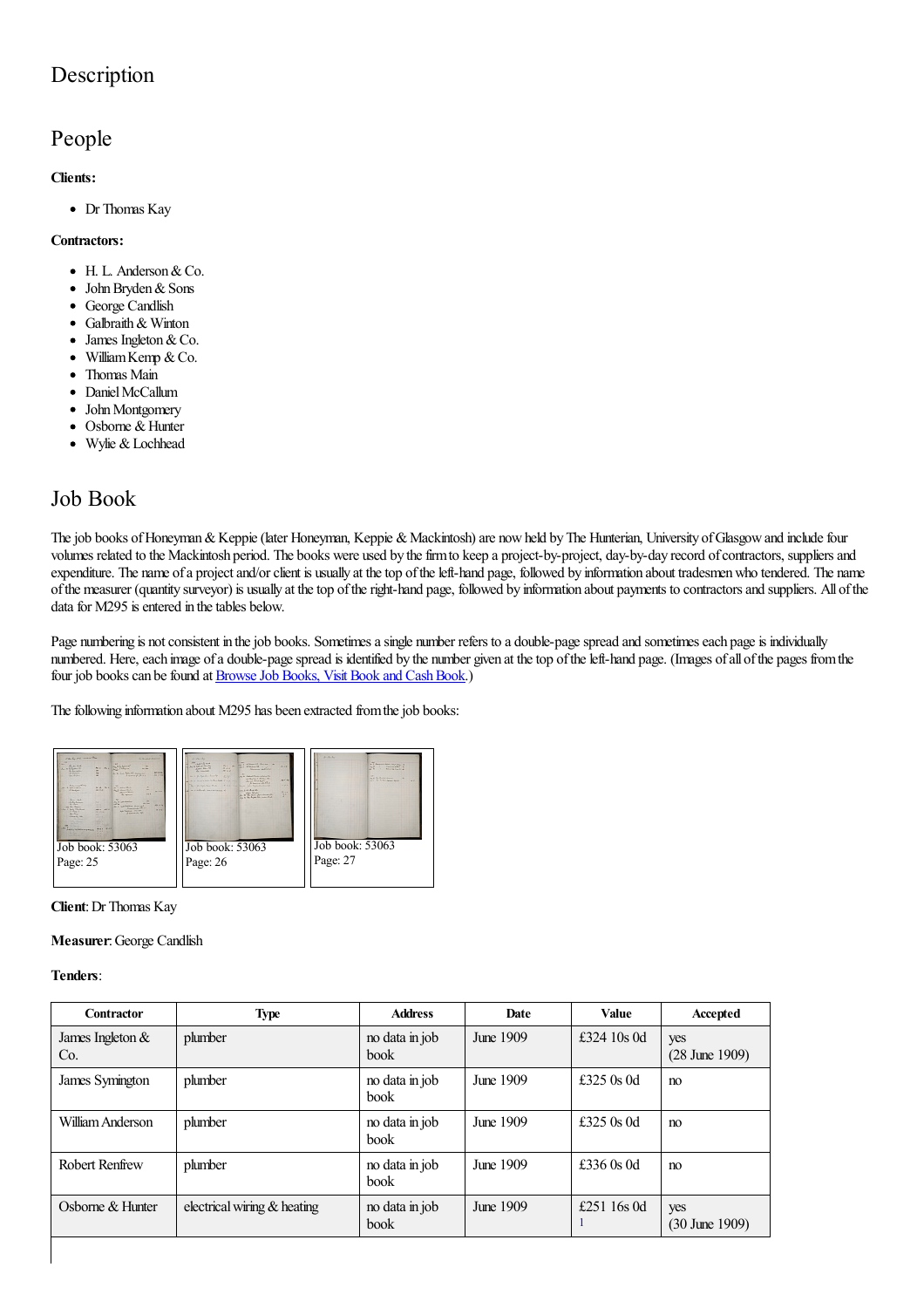# Description

## People

**Clients:**

- Dr Thomas Kay

**Contractors:**

- H. L. Anderson & Co.
- John Bryden & Sons
- George Candlish
- Galbraith & Winton
- James Ingleton & Co.
- William Kemp & Co.
- Thomas Main
- Daniel McCallum
- John Montgomery
- Osborne & Hunter
- Wylie & Lochhead

## Job Book

The job books of Honeyman & Keppie (later Honeyman, Keppie & Mackintosh) are now held by The Hunterian, University of Glasgow and include four volumes related to the Mackintosh period. The books were used by the firm to keep a project-by-project, day-by-day record of contractors, suppliers and expenditure. The name of a project and/or client is usually at the top of the left-hand page, followed by information about tradesmen who tendered. The name of the measurer (quantity surveyor) is usually at the top of the right-hand page, followed by information about payments to contractors and suppliers. All of the data for M295 is entered in the tables below.

Page numbering is not consistent in the job books. Sometimes a single number refers to a double-page spread and sometimes each page is individually numbered. Here, each image of a double-page spread is identified by the number given at the top of the left-hand page. (Images of all of the pages from the four job books can be found at Browse Job Books, Visit Book and Cash Book.)

The following information about M295 has been extracted from the job books:

Job book: 53063
Page: 25

Job book: 53063
Page: 26

Job book: 53063
Page: 27

**Client**: Dr Thomas Kay

**Measurer**: George Candlish

**Tenders**:

| Contractor | Type | Address | Date | Value | Accepted |
|---|---|---|---|---|---|
| James Ingleton & Co. | plumber | no data in job book | June 1909 | £324 10s 0d | yes (28 June 1909) |
| James Symington | plumber | no data in job book | June 1909 | £325 0s 0d | no |
| William Anderson | plumber | no data in job book | June 1909 | £325 0s 0d | no |
| Robert Renfrew | plumber | no data in job book | June 1909 | £336 0s 0d | no |
| Osborne & Hunter | electrical wiring & heating | no data in job book | June 1909 | £251 16s 0d [1] | yes (30 June 1909) |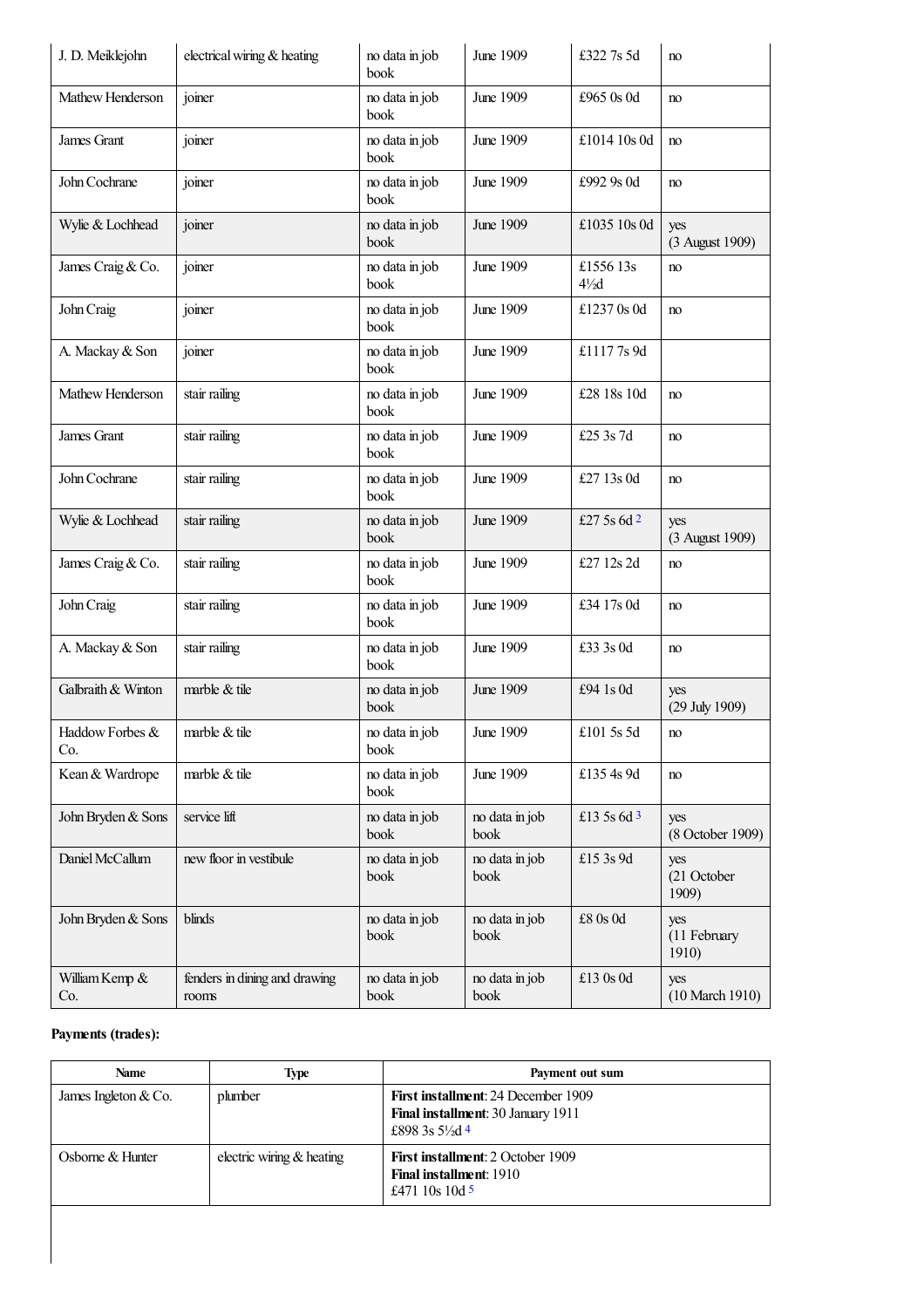| | | | | | |
|---|---|---|---|---|---|
| J. D. Meiklejohn | electrical wiring & heating | no data in job book | June 1909 | £322 7s 5d | no |
| Mathew Henderson | joiner | no data in job book | June 1909 | £965 0s 0d | no |
| James Grant | joiner | no data in job book | June 1909 | £1014 10s 0d | no |
| John Cochrane | joiner | no data in job book | June 1909 | £992 9s 0d | no |
| Wylie & Lochhead | joiner | no data in job book | June 1909 | £1035 10s 0d | yes (3 August 1909) |
| James Craig & Co. | joiner | no data in job book | June 1909 | £1556 13s 4½d | no |
| John Craig | joiner | no data in job book | June 1909 | £1237 0s 0d | no |
| A. Mackay & Son | joiner | no data in job book | June 1909 | £1117 7s 9d | |
| Mathew Henderson | stair railing | no data in job book | June 1909 | £28 18s 10d | no |
| James Grant | stair railing | no data in job book | June 1909 | £25 3s 7d | no |
| John Cochrane | stair railing | no data in job book | June 1909 | £27 13s 0d | no |
| Wylie & Lochhead | stair railing | no data in job book | June 1909 | £27 5s 6d [2] | yes (3 August 1909) |
| James Craig & Co. | stair railing | no data in job book | June 1909 | £27 12s 2d | no |
| John Craig | stair railing | no data in job book | June 1909 | £34 17s 0d | no |
| A. Mackay & Son | stair railing | no data in job book | June 1909 | £33 3s 0d | no |
| Galbraith & Winton | marble & tile | no data in job book | June 1909 | £94 1s 0d | yes (29 July 1909) |
| Haddow Forbes & Co. | marble & tile | no data in job book | June 1909 | £101 5s 5d | no |
| Kean & Wardrope | marble & tile | no data in job book | June 1909 | £135 4s 9d | no |
| John Bryden & Sons | service lift | no data in job book | no data in job book | £13 5s 6d [3] | yes (8 October 1909) |
| Daniel McCallum | new floor in vestibule | no data in job book | no data in job book | £15 3s 9d | yes (21 October 1909) |
| John Bryden & Sons | blinds | no data in job book | no data in job book | £8 0s 0d | yes (11 February 1910) |
| William Kemp & Co. | fenders in dining and drawing rooms | no data in job book | no data in job book | £13 0s 0d | yes (10 March 1910) |

**Payments (trades):**

| Name | Type | Payment out sum |
|---|---|---|
| James Ingleton & Co. | plumber | **First installment**: 24 December 1909<br>**Final installment**: 30 January 1911<br>£898 3s 5½d [4] |
| Osborne & Hunter | electric wiring & heating | **First installment**: 2 October 1909<br>**Final installment**: 1910<br>£471 10s 10d [5] |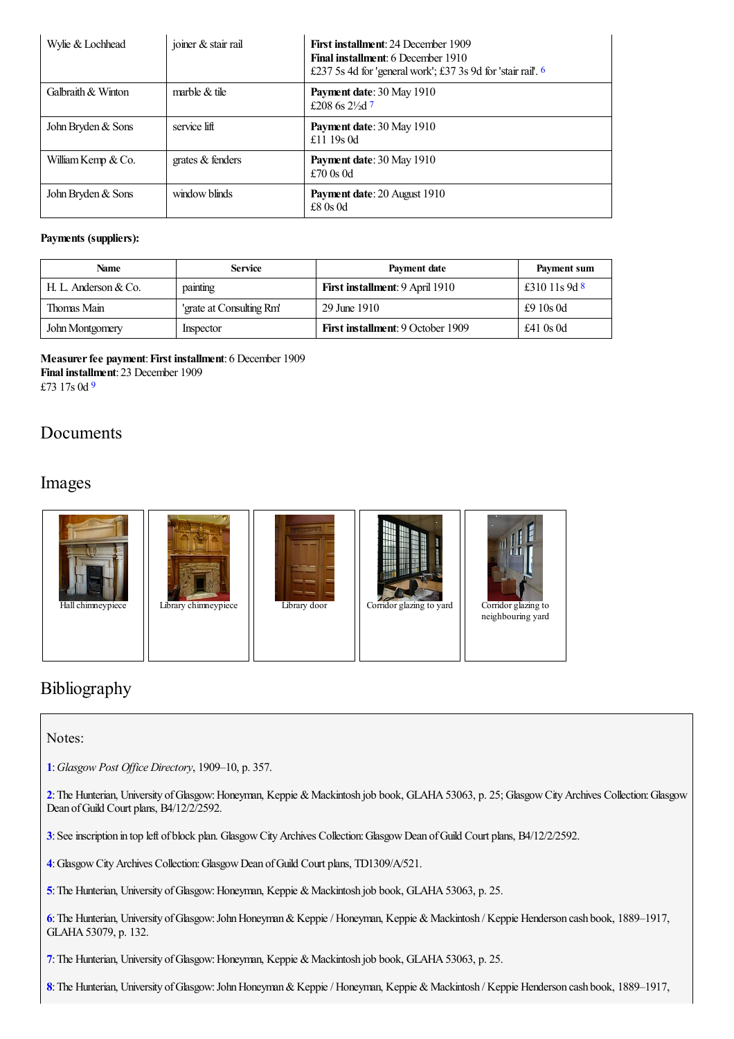| | | |
|---|---|---|
| Wylie & Lochhead | joiner & stair rail | **First installment**: 24 December 1909<br>**Final installment**: 6 December 1910<br>£237 5s 4d for 'general work'; £37 3s 9d for 'stair rail'. [6] |
| Galbraith & Winton | marble & tile | **Payment date**: 30 May 1910<br>£208 6s 2½d [7] |
| John Bryden & Sons | service lift | **Payment date**: 30 May 1910<br>£11 19s 0d |
| William Kemp & Co. | grates & fenders | **Payment date**: 30 May 1910<br>£70 0s 0d |
| John Bryden & Sons | window blinds | **Payment date**: 20 August 1910<br>£8 0s 0d |

**Payments (suppliers):**

| Name | Service | Payment date | Payment sum |
|---|---|---|---|
| H. L. Anderson & Co. | painting | **First installment**: 9 April 1910 | £310 11s 9d [8] |
| Thomas Main | 'grate at Consulting Rm' | 29 June 1910 | £9 10s 0d |
| John Montgomery | Inspector | **First installment**: 9 October 1909 | £41 0s 0d |

**Measurer fee payment**: **First installment**: 6 December 1909
**Final installment**: 23 December 1909
£73 17s 0d [9]

## Documents

## Images

Hall chimneypiece

Library chimneypiece

Library door

Corridor glazing to yard

Corridor glazing to neighbouring yard

## Bibliography

Notes:

**1**: *Glasgow Post Office Directory*, 1909–10, p. 357.

**2**: The Hunterian, University of Glasgow: Honeyman, Keppie & Mackintosh job book, GLAHA 53063, p. 25; Glasgow City Archives Collection: Glasgow Dean of Guild Court plans, B4/12/2/2592.

**3**: See inscription in top left of block plan. Glasgow City Archives Collection: Glasgow Dean of Guild Court plans, B4/12/2/2592.

**4**: Glasgow City Archives Collection: Glasgow Dean of Guild Court plans, TD1309/A/521.

**5**: The Hunterian, University of Glasgow: Honeyman, Keppie & Mackintosh job book, GLAHA 53063, p. 25.

**6**: The Hunterian, University of Glasgow: John Honeyman & Keppie / Honeyman, Keppie & Mackintosh / Keppie Henderson cash book, 1889–1917, GLAHA 53079, p. 132.

**7**: The Hunterian, University of Glasgow: Honeyman, Keppie & Mackintosh job book, GLAHA 53063, p. 25.

**8**: The Hunterian, University of Glasgow: John Honeyman & Keppie / Honeyman, Keppie & Mackintosh / Keppie Henderson cash book, 1889–1917,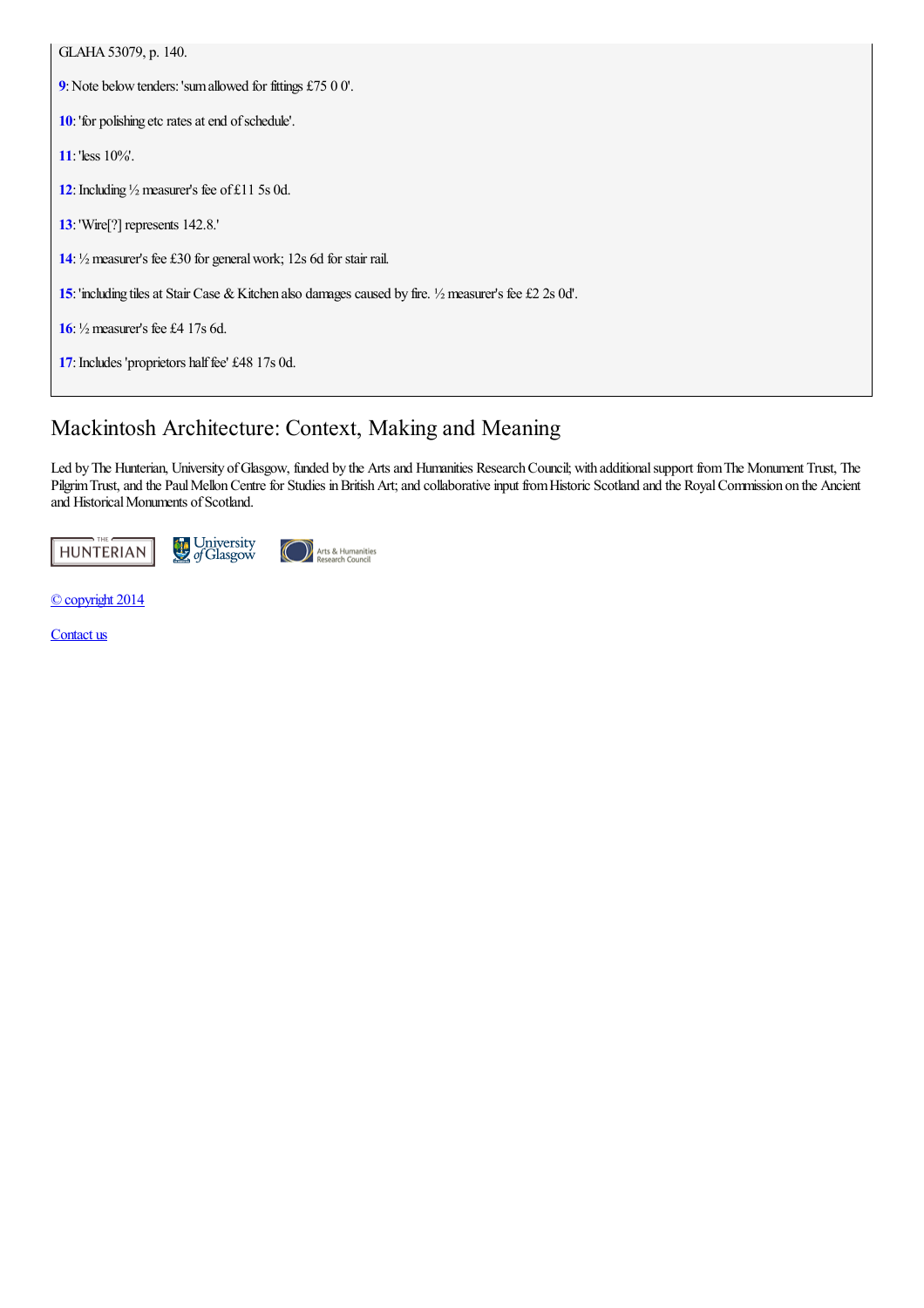GLAHA 53079, p. 140.

**9**: Note below tenders: 'sum allowed for fittings £75 0 0'.

**10**: 'for polishing etc rates at end of schedule'.

**11**: 'less 10%'.

**12**: Including ½ measurer's fee of £11 5s 0d.

**13**: 'Wire[?] represents 142.8.'

**14**: ½ measurer's fee £30 for general work; 12s 6d for stair rail.

**15**: 'including tiles at Stair Case & Kitchen also damages caused by fire. ½ measurer's fee £2 2s 0d'.

**16**: ½ measurer's fee £4 17s 6d.

**17**: Includes 'proprietors half fee' £48 17s 0d.

## Mackintosh Architecture: Context, Making and Meaning

Led by The Hunterian, University of Glasgow, funded by the Arts and Humanities Research Council; with additional support from The Monument Trust, The Pilgrim Trust, and the Paul Mellon Centre for Studies in British Art; and collaborative input from Historic Scotland and the Royal Commission on the Ancient and Historical Monuments of Scotland.

THE HUNTERIAN University of Glasgow Arts & Humanities Research Council

© copyright 2014

Contact us